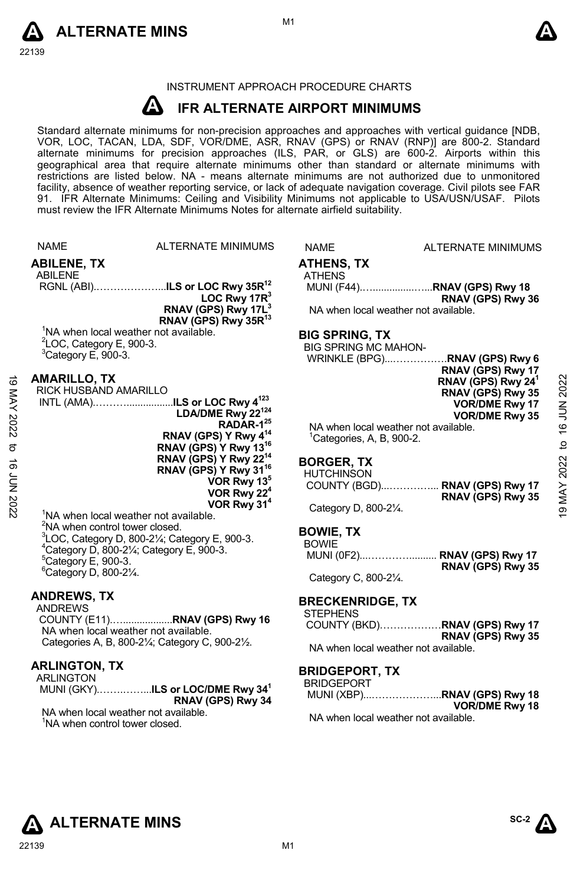INSTRUMENT APPROACH PROCEDURE CHARTS

# IFR ALTERNATE AIRPORT MINIMUMS

Standard alternate minimums for non-precision approaches and approaches with vertical guidance [NDB, VOR, LOC, TACAN, LDA, SDF, VOR/DME, ASR, RNAV (GPS) or RNAV (RNP)] are 800-2. Standard alternate minimums for precision approaches (ILS, PAR, or GLS) are 600-2. Airports within this geographical area that require alternate minimums other than standard or alternate minimums with restrictions are listed below. NA - means alternate minimums are not authorized due to unmonitored facility, absence of weather reporting service, or lack of adequate navigation coverage. Civil pilots see FAR 91. IFR Alternate Minimums: Ceiling and Visibility Minimums not applicable to USA/USN/USAF. Pilots must review the IFR Alternate Minimums Notes for alternate airfield suitability.

NAME — ALTERNATE MINIMUMS

## ABILENE, TX

ABILENE
RGNL (ABI)....................**ILS or LOC Rwy 35R**[1,2]
**LOC Rwy 17R**[3]
**RNAV (GPS) Rwy 17L**[3]
**RNAV (GPS) Rwy 35R**[1,3]

[1]NA when local weather not available.
[2]LOC, Category E, 900-3.
[3]Category E, 900-3.

## AMARILLO, TX

RICK HUSBAND AMARILLO
INTL (AMA)......................**ILS or LOC Rwy 4**[1,2,3]
**LDA/DME Rwy 22**[1,2,4]
**RADAR-1**[2,5]
**RNAV (GPS) Y Rwy 4**[1,4]
**RNAV (GPS) Y Rwy 13**[1,6]
**RNAV (GPS) Y Rwy 22**[1,4]
**RNAV (GPS) Y Rwy 31**[1,6]
**VOR Rwy 13**[5]
**VOR Rwy 22**[4]
**VOR Rwy 31**[4]

[1]NA when local weather not available.
[2]NA when control tower closed.
[3]LOC, Category D, 800-2¼; Category E, 900-3.
[4]Category D, 800-2¼; Category E, 900-3.
[5]Category E, 900-3.
[6]Category D, 800-2¼.

## ANDREWS, TX

ANDREWS
COUNTY (E11).....................**RNAV (GPS) Rwy 16**
NA when local weather not available.
Categories A, B, 800-2¼; Category C, 900-2½.

## ARLINGTON, TX

ARLINGTON
MUNI (GKY)................**ILS or LOC/DME Rwy 34**[1]
**RNAV (GPS) Rwy 34**
NA when local weather not available.
[1]NA when control tower closed.

## ATHENS, TX

ATHENS
MUNI (F44).........................**RNAV (GPS) Rwy 18**
**RNAV (GPS) Rwy 36**
NA when local weather not available.

## BIG SPRING, TX

BIG SPRING MC MAHON-
WRINKLE (BPG)..................**RNAV (GPS) Rwy 6**
**RNAV (GPS) Rwy 17**
**RNAV (GPS) Rwy 24**[1]
**RNAV (GPS) Rwy 35**
**VOR/DME Rwy 17**
**VOR/DME Rwy 35**
NA when local weather not available.
[1]Categories, A, B, 900-2.

## BORGER, TX

HUTCHINSON
COUNTY (BGD)................ **RNAV (GPS) Rwy 17**
**RNAV (GPS) Rwy 35**
Category D, 800-2¼.

## BOWIE, TX

BOWIE
MUNI (0F2)....................... **RNAV (GPS) Rwy 17**
**RNAV (GPS) Rwy 35**
Category C, 800-2¼.

## BRECKENRIDGE, TX

STEPHENS
COUNTY (BKD)..................**RNAV (GPS) Rwy 17**
**RNAV (GPS) Rwy 35**
NA when local weather not available.

## BRIDGEPORT, TX

BRIDGEPORT
MUNI (XBP)........................**RNAV (GPS) Rwy 18**
**VOR/DME Rwy 18**
NA when local weather not available.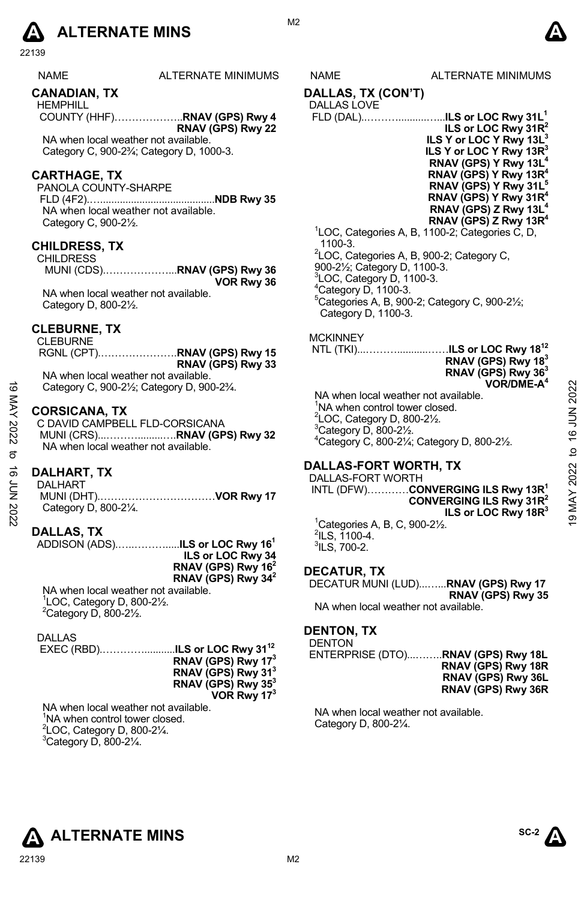| NAME | ALTERNATE MINIMUMS |
|---|---|

## CANADIAN, TX

HEMPHILL
COUNTY (HHF)………………..**RNAV (GPS) Rwy 4**
**RNAV (GPS) Rwy 22**

NA when local weather not available.
Category C, 900-2¾; Category D, 1000-3.

## CARTHAGE, TX

PANOLA COUNTY-SHARPE
FLD (4F2)…........................................**NDB Rwy 35**

NA when local weather not available.
Category C, 900-2½.

## CHILDRESS, TX

CHILDRESS
MUNI (CDS)………………...**RNAV (GPS) Rwy 36**
**VOR Rwy 36**

NA when local weather not available.
Category D, 800-2½.

## CLEBURNE, TX

CLEBURNE
RGNL (CPT)…………………..**RNAV (GPS) Rwy 15**
**RNAV (GPS) Rwy 33**

NA when local weather not available.
Category C, 900-2½; Category D, 900-2¾.

## CORSICANA, TX

C DAVID CAMPBELL FLD-CORSICANA
MUNI (CRS)...………..........….**RNAV (GPS) Rwy 32**

NA when local weather not available.

## DALHART, TX

DALHART
MUNI (DHT)……………………………**VOR Rwy 17**

Category D, 800-2¼.

## DALLAS, TX

ADDISON (ADS)…...…….…......**ILS or LOC Rwy 16**[1]
**ILS or LOC Rwy 34**
**RNAV (GPS) Rwy 16**[2]
**RNAV (GPS) Rwy 34**[2]

NA when local weather not available.
[1]LOC, Category D, 800-2½.
[2]Category D, 800-2½.

DALLAS
EXEC (RBD).………….........**ILS or LOC Rwy 31**[12]
**RNAV (GPS) Rwy 17**[3]
**RNAV (GPS) Rwy 31**[3]
**RNAV (GPS) Rwy 35**[3]
**VOR Rwy 17**[3]

NA when local weather not available.
[1]NA when control tower closed.
[2]LOC, Category D, 800-2¼.
[3]Category D, 800-2¼.

## DALLAS, TX (CON'T)

DALLAS LOVE
FLD (DAL)..……….........…..**ILS or LOC Rwy 31L**[1]
**ILS or LOC Rwy 31R**[2]
**ILS Y or LOC Y Rwy 13L**[3]
**ILS Y or LOC Y Rwy 13R**[3]
**RNAV (GPS) Y Rwy 13L**[4]
**RNAV (GPS) Y Rwy 13R**[4]
**RNAV (GPS) Y Rwy 31L**[5]
**RNAV (GPS) Y Rwy 31R**[4]
**RNAV (GPS) Z Rwy 13L**[4]
**RNAV (GPS) Z Rwy 13R**[4]

[1]LOC, Categories A, B, 1100-2; Categories C, D, 1100-3.
[2]LOC, Categories A, B, 900-2; Category C, 900-2½; Category D, 1100-3.
[3]LOC, Category D, 1100-3.
[4]Category D, 1100-3.
[5]Categories A, B, 900-2; Category C, 900-2½; Category D, 1100-3.

MCKINNEY
NTL (TKI)...……….........……**ILS or LOC Rwy 18**[12]
**RNAV (GPS) Rwy 18**[3]
**RNAV (GPS) Rwy 36**[3]
**VOR/DME-A**[4]

NA when local weather not available.
[1]NA when control tower closed.
[2]LOC, Category D, 800-2½.
[3]Category D, 800-2½.
[4]Category C, 800-2¼; Category D, 800-2½.

## DALLAS-FORT WORTH, TX

DALLAS-FORT WORTH
INTL (DFW)…………**CONVERGING ILS Rwy 13R**[1]
**CONVERGING ILS Rwy 31R**[2]
**ILS or LOC Rwy 18R**[3]

[1]Categories A, B, C, 900-2½.
[2]ILS, 1100-4.
[3]ILS, 700-2.

## DECATUR, TX

DECATUR MUNI (LUD)...…...**RNAV (GPS) Rwy 17**
**RNAV (GPS) Rwy 35**

NA when local weather not available.

## DENTON, TX

DENTON
ENTERPRISE (DTO)...……..**RNAV (GPS) Rwy 18L**
**RNAV (GPS) Rwy 18R**
**RNAV (GPS) Rwy 36L**
**RNAV (GPS) Rwy 36R**

NA when local weather not available.
Category D, 800-2¼.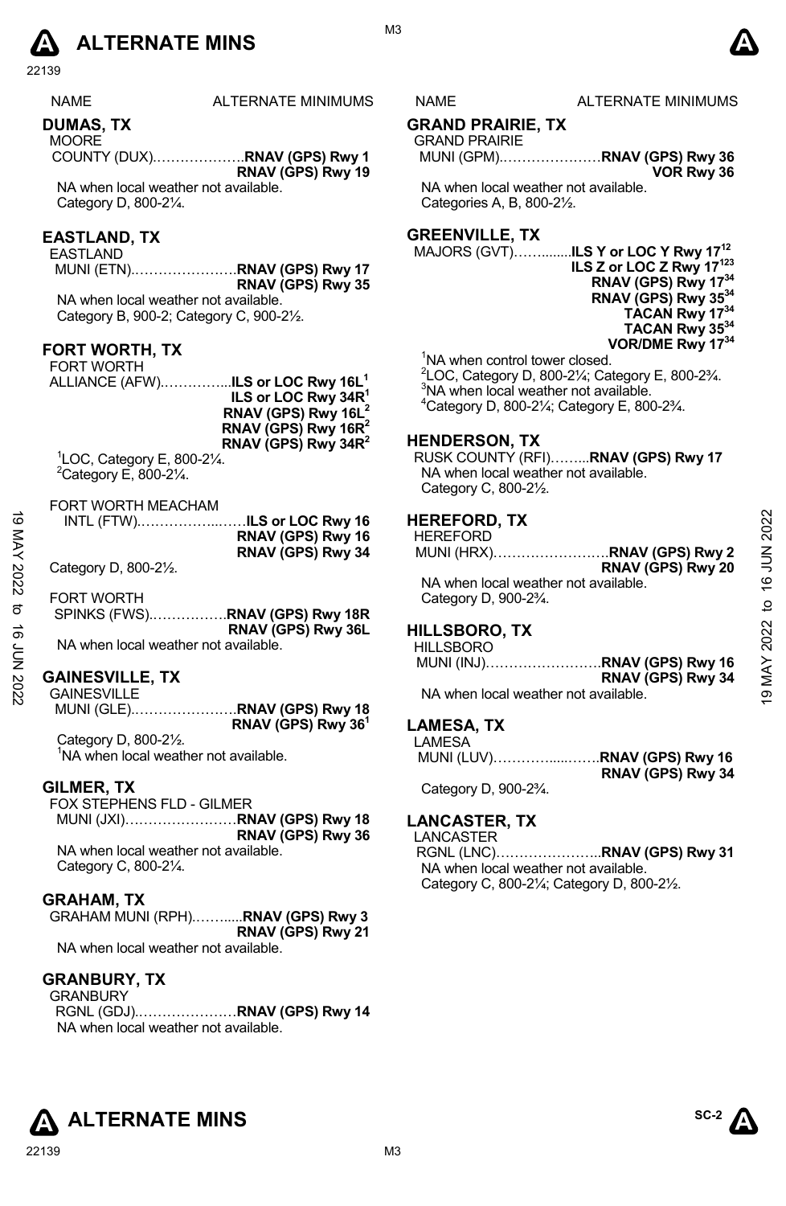# ALTERNATE MINS

NAME — ALTERNATE MINIMUMS

## DUMAS, TX

MOORE
COUNTY (DUX)………………..**RNAV (GPS) Rwy 1**
**RNAV (GPS) Rwy 19**

NA when local weather not available.
Category D, 800-2¼.

## EASTLAND, TX

EASTLAND
MUNI (ETN).…………………**RNAV (GPS) Rwy 17**
**RNAV (GPS) Rwy 35**

NA when local weather not available.
Category B, 900-2; Category C, 900-2½.

## FORT WORTH, TX

FORT WORTH
ALLIANCE (AFW).…………...**ILS or LOC Rwy 16L[1]**
**ILS or LOC Rwy 34R[1]**
**RNAV (GPS) Rwy 16L[2]**
**RNAV (GPS) Rwy 16R[2]**
**RNAV (GPS) Rwy 34R[2]**

[1]LOC, Category E, 800-2¼.
[2]Category E, 800-2¼.

FORT WORTH MEACHAM
INTL (FTW).……………...……**ILS or LOC Rwy 16**
**RNAV (GPS) Rwy 16**
**RNAV (GPS) Rwy 34**

Category D, 800-2½.

FORT WORTH
SPINKS (FWS).……………**RNAV (GPS) Rwy 18R**
**RNAV (GPS) Rwy 36L**

NA when local weather not available.

## GAINESVILLE, TX

GAINESVILLE
MUNI (GLE).…………………**RNAV (GPS) Rwy 18**
**RNAV (GPS) Rwy 36[1]**

Category D, 800-2½.
[1]NA when local weather not available.

## GILMER, TX

FOX STEPHENS FLD - GILMER
MUNI (JXI)……………………**RNAV (GPS) Rwy 18**
**RNAV (GPS) Rwy 36**

NA when local weather not available.
Category C, 800-2¼.

## GRAHAM, TX

GRAHAM MUNI (RPH).……....**RNAV (GPS) Rwy 3**
**RNAV (GPS) Rwy 21**

NA when local weather not available.

## GRANBURY, TX

GRANBURY
RGNL (GDJ).…………………**RNAV (GPS) Rwy 14**

NA when local weather not available.

## GRAND PRAIRIE, TX

GRAND PRAIRIE
MUNI (GPM).…………………**RNAV (GPS) Rwy 36**
**VOR Rwy 36**

NA when local weather not available.
Categories A, B, 800-2½.

## GREENVILLE, TX

MAJORS (GVT)…….........**ILS Y or LOC Y Rwy 17[12]**
**ILS Z or LOC Z Rwy 17[123]**
**RNAV (GPS) Rwy 17[34]**
**RNAV (GPS) Rwy 35[34]**
**TACAN Rwy 17[34]**
**TACAN Rwy 35[34]**
**VOR/DME Rwy 17[34]**

[1]NA when control tower closed.
[2]LOC, Category D, 800-2¼; Category E, 800-2¾.
[3]NA when local weather not available.
[4]Category D, 800-2¼; Category E, 800-2¾.

## HENDERSON, TX

RUSK COUNTY (RFI)……...**RNAV (GPS) Rwy 17**

NA when local weather not available.
Category C, 800-2½.

## HEREFORD, TX

HEREFORD
MUNI (HRX)……………………**RNAV (GPS) Rwy 2**
**RNAV (GPS) Rwy 20**

NA when local weather not available.
Category D, 900-2¾.

## HILLSBORO, TX

HILLSBORO
MUNI (INJ)……………………**RNAV (GPS) Rwy 16**
**RNAV (GPS) Rwy 34**

NA when local weather not available.

## LAMESA, TX

LAMESA
MUNI (LUV)…………......……**RNAV (GPS) Rwy 16**
**RNAV (GPS) Rwy 34**

Category D, 900-2¾.

## LANCASTER, TX

LANCASTER
RGNL (LNC)…………………..**RNAV (GPS) Rwy 31**

NA when local weather not available.
Category C, 800-2¼; Category D, 800-2½.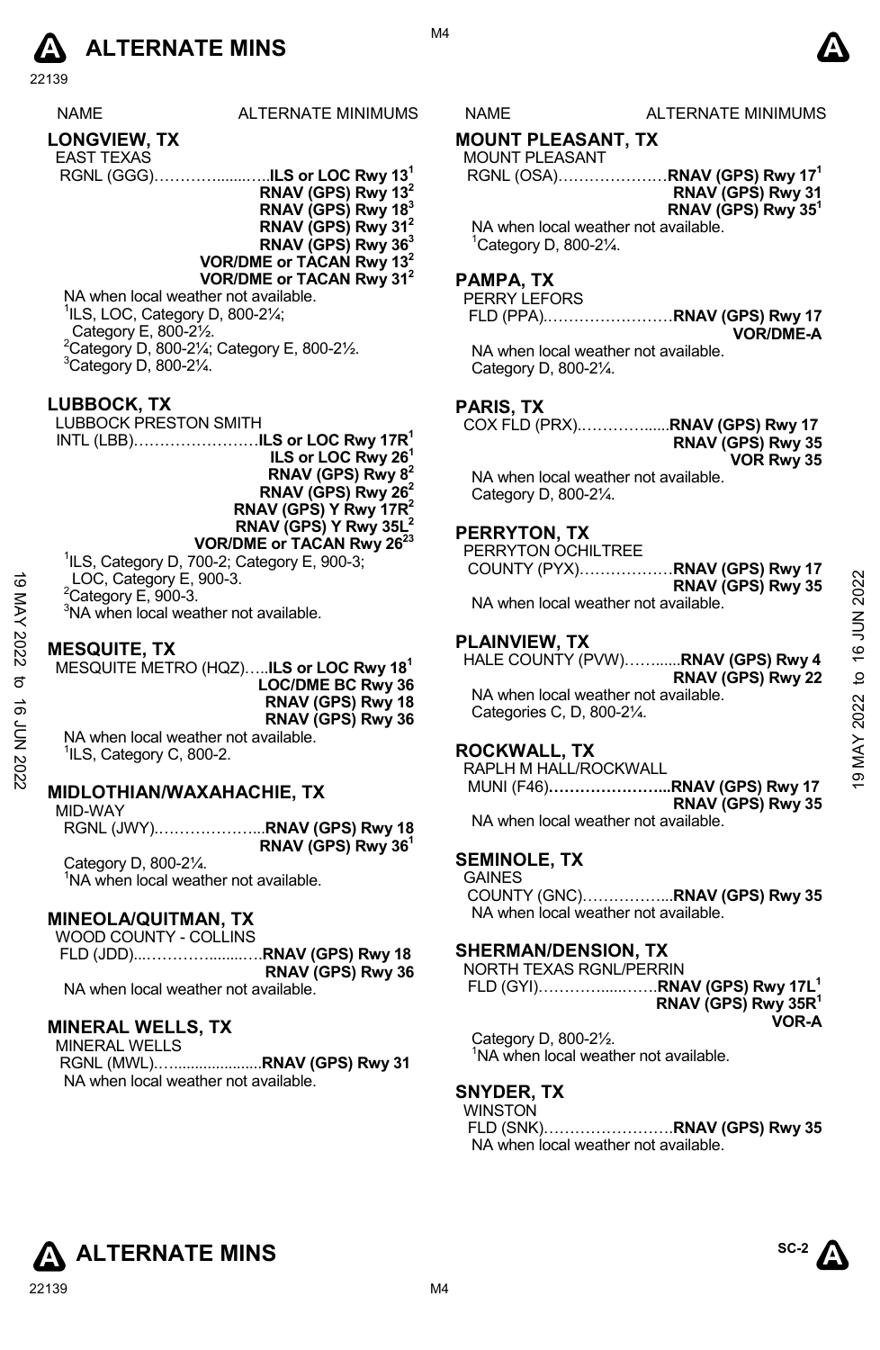# ALTERNATE MINS

| NAME | ALTERNATE MINIMUMS |
|---|---|

## LONGVIEW, TX

EAST TEXAS RGNL (GGG)………….......…..**ILS or LOC Rwy 13[1]**
**RNAV (GPS) Rwy 13[2]**
**RNAV (GPS) Rwy 18[3]**
**RNAV (GPS) Rwy 31[2]**
**RNAV (GPS) Rwy 36[3]**
**VOR/DME or TACAN Rwy 13[2]**
**VOR/DME or TACAN Rwy 31[2]**

NA when local weather not available.
[1]ILS, LOC, Category D, 800-2¼; Category E, 800-2½.
[2]Category D, 800-2¼; Category E, 800-2½.
[3]Category D, 800-2¼.

## LUBBOCK, TX

LUBBOCK PRESTON SMITH INTL (LBB)……………………**ILS or LOC Rwy 17R[1]**
**ILS or LOC Rwy 26[1]**
**RNAV (GPS) Rwy 8[2]**
**RNAV (GPS) Rwy 26[2]**
**RNAV (GPS) Y Rwy 17R[2]**
**RNAV (GPS) Y Rwy 35L[2]**
**VOR/DME or TACAN Rwy 26[23]**

[1]ILS, Category D, 700-2; Category E, 900-3; LOC, Category E, 900-3.
[2]Category E, 900-3.
[3]NA when local weather not available.

## MESQUITE, TX

MESQUITE METRO (HQZ)…..**ILS or LOC Rwy 18[1]**
**LOC/DME BC Rwy 36**
**RNAV (GPS) Rwy 18**
**RNAV (GPS) Rwy 36**

NA when local weather not available.
[1]ILS, Category C, 800-2.

## MIDLOTHIAN/WAXAHACHIE, TX

MID-WAY RGNL (JWY)………………...**RNAV (GPS) Rwy 18**
**RNAV (GPS) Rwy 36[1]**

Category D, 800-2¼.
[1]NA when local weather not available.

## MINEOLA/QUITMAN, TX

WOOD COUNTY - COLLINS FLD (JDD)...…………........….**RNAV (GPS) Rwy 18**
**RNAV (GPS) Rwy 36**

NA when local weather not available.

## MINERAL WELLS, TX

MINERAL WELLS RGNL (MWL)…....................**RNAV (GPS) Rwy 31**

NA when local weather not available.

## MOUNT PLEASANT, TX

MOUNT PLEASANT RGNL (OSA)…………………**RNAV (GPS) Rwy 17[1]**
**RNAV (GPS) Rwy 31**
**RNAV (GPS) Rwy 35[1]**

NA when local weather not available.
[1]Category D, 800-2¼.

## PAMPA, TX

PERRY LEFORS FLD (PPA).……………………**RNAV (GPS) Rwy 17**
**VOR/DME-A**

NA when local weather not available.
Category D, 800-2¼.

## PARIS, TX

COX FLD (PRX).………….......**RNAV (GPS) Rwy 17**
**RNAV (GPS) Rwy 35**
**VOR Rwy 35**

NA when local weather not available.
Category D, 800-2¼.

## PERRYTON, TX

PERRYTON OCHILTREE COUNTY (PYX)………………**RNAV (GPS) Rwy 17**
**RNAV (GPS) Rwy 35**

NA when local weather not available.

## PLAINVIEW, TX

HALE COUNTY (PVW)……......**RNAV (GPS) Rwy 4**
**RNAV (GPS) Rwy 22**

NA when local weather not available.
Categories C, D, 800-2¼.

## ROCKWALL, TX

RAPLH M HALL/ROCKWALL MUNI (F46)**…………………...RNAV (GPS) Rwy 17**
**RNAV (GPS) Rwy 35**

NA when local weather not available.

## SEMINOLE, TX

GAINES COUNTY (GNC)……………...**RNAV (GPS) Rwy 35**

NA when local weather not available.

## SHERMAN/DENSION, TX

NORTH TEXAS RGNL/PERRIN FLD (GYI)…………......…….**RNAV (GPS) Rwy 17L[1]**
**RNAV (GPS) Rwy 35R[1]**
**VOR-A**

Category D, 800-2½.
[1]NA when local weather not available.

## SNYDER, TX

WINSTON FLD (SNK)……………………**RNAV (GPS) Rwy 35**

NA when local weather not available.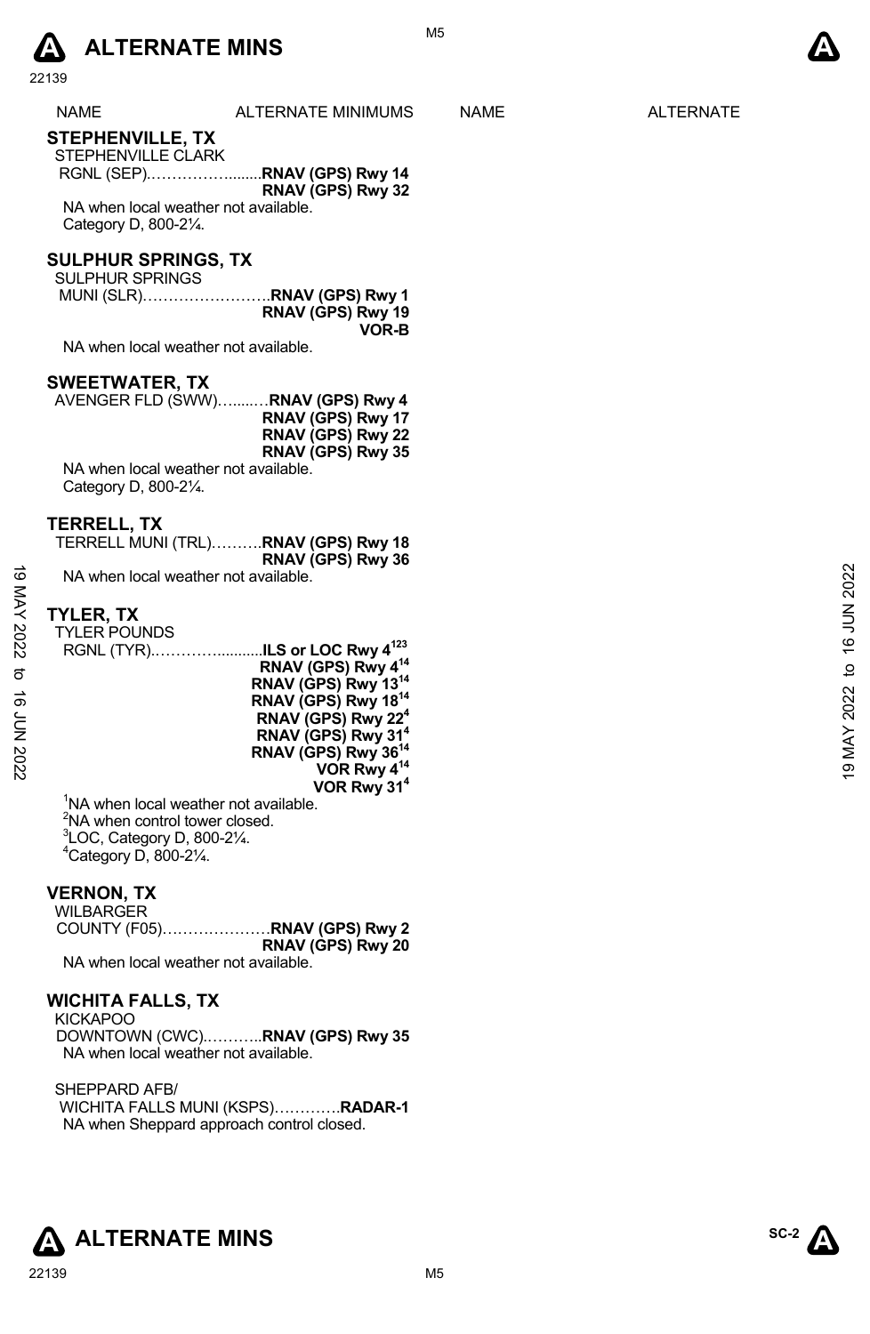NAME ALTERNATE MINIMUMS

## STEPHENVILLE, TX

STEPHENVILLE CLARK
RGNL (SEP)……………........**RNAV (GPS) Rwy 14**
**RNAV (GPS) Rwy 32**

NA when local weather not available.
Category D, 800-2¼.

## SULPHUR SPRINGS, TX

SULPHUR SPRINGS
MUNI (SLR)…………………….**RNAV (GPS) Rwy 1**
**RNAV (GPS) Rwy 19**
**VOR-B**

NA when local weather not available.

## SWEETWATER, TX

AVENGER FLD (SWW)….....…**RNAV (GPS) Rwy 4**
**RNAV (GPS) Rwy 17**
**RNAV (GPS) Rwy 22**
**RNAV (GPS) Rwy 35**

NA when local weather not available.
Category D, 800-2¼.

## TERRELL, TX

TERRELL MUNI (TRL)……….**RNAV (GPS) Rwy 18**
**RNAV (GPS) Rwy 36**

NA when local weather not available.

## TYLER, TX

TYLER POUNDS
RGNL (TYR)..………….........**ILS or LOC Rwy 4**[123]
**RNAV (GPS) Rwy 4**[14]
**RNAV (GPS) Rwy 13**[14]
**RNAV (GPS) Rwy 18**[14]
**RNAV (GPS) Rwy 22**[4]
**RNAV (GPS) Rwy 31**[4]
**RNAV (GPS) Rwy 36**[14]
**VOR Rwy 4**[14]
**VOR Rwy 31**[4]

[1]NA when local weather not available.
[2]NA when control tower closed.
[3]LOC, Category D, 800-2¼.
[4]Category D, 800-2¼.

## VERNON, TX

WILBARGER
COUNTY (F05)…………………**RNAV (GPS) Rwy 2**
**RNAV (GPS) Rwy 20**

NA when local weather not available.

## WICHITA FALLS, TX

KICKAPOO
DOWNTOWN (CWC).………..**RNAV (GPS) Rwy 35**

NA when local weather not available.

SHEPPARD AFB/
WICHITA FALLS MUNI (KSPS)………….**RADAR-1**

NA when Sheppard approach control closed.